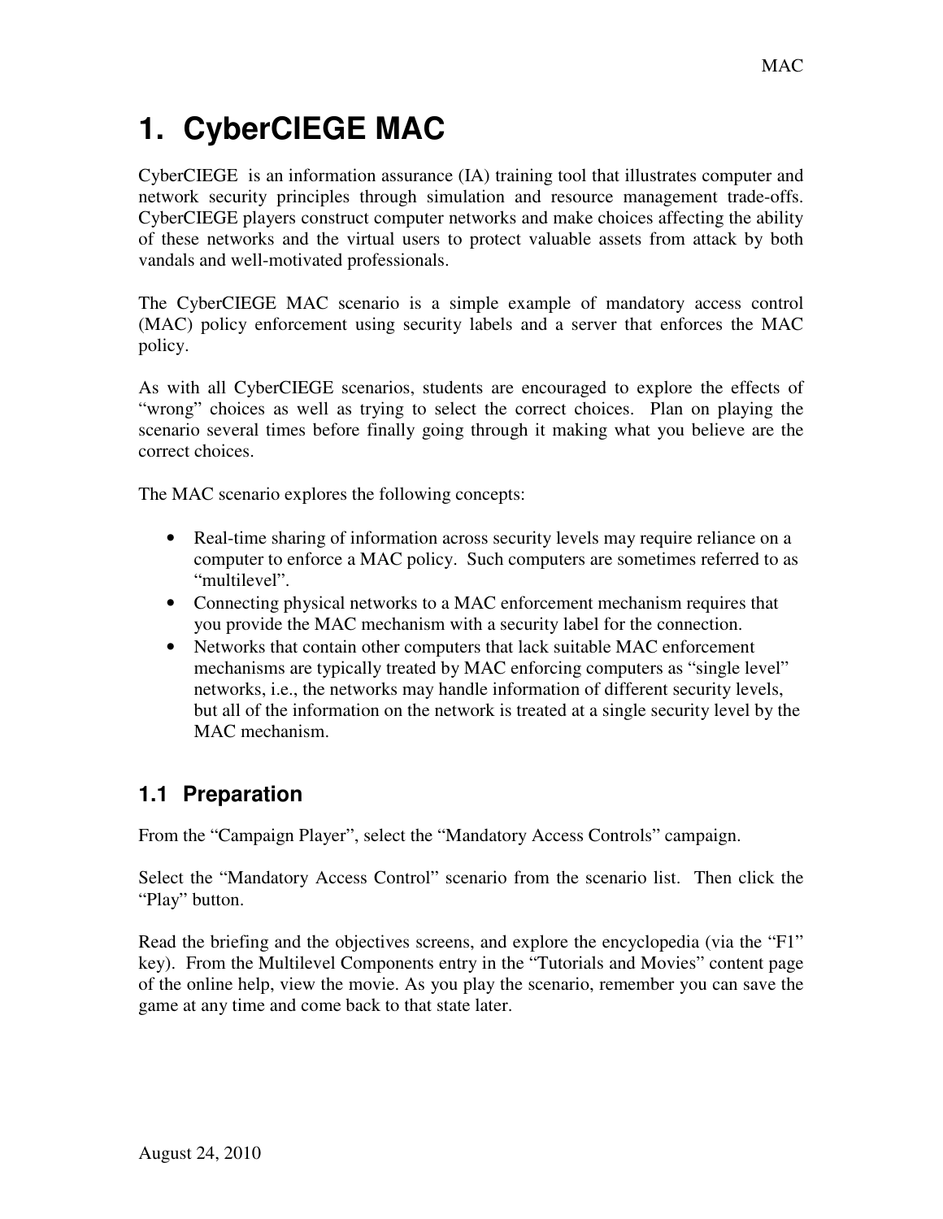# 1. CyberCIEGE MAC

CyberCIEGE is an information assurance (IA) training tool that illustrates computer and network security principles through simulation and resource management trade-offs. CyberCIEGE players construct computer networks and make choices affecting the ability of these networks and the virtual users to protect valuable assets from attack by both vandals and well-motivated professionals.

The CyberCIEGE MAC scenario is a simple example of mandatory access control (MAC) policy enforcement using security labels and a server that enforces the MAC policy.

As with all CyberCIEGE scenarios, students are encouraged to explore the effects of "wrong" choices as well as trying to select the correct choices. Plan on playing the scenario several times before finally going through it making what you believe are the correct choices.

The MAC scenario explores the following concepts:

- Real-time sharing of information across security levels may require reliance on a computer to enforce a MAC policy. Such computers are sometimes referred to as "multilevel".
- Connecting physical networks to a MAC enforcement mechanism requires that you provide the MAC mechanism with a security label for the connection.
- Networks that contain other computers that lack suitable MAC enforcement mechanisms are typically treated by MAC enforcing computers as "single level" networks, i.e., the networks may handle information of different security levels, but all of the information on the network is treated at a single security level by the MAC mechanism.

## 1.1 Preparation

From the "Campaign Player", select the "Mandatory Access Controls" campaign.

Select the "Mandatory Access Control" scenario from the scenario list. Then click the "Play" button.

Read the briefing and the objectives screens, and explore the encyclopedia (via the "F1" key). From the Multilevel Components entry in the "Tutorials and Movies" content page of the online help, view the movie. As you play the scenario, remember you can save the game at any time and come back to that state later.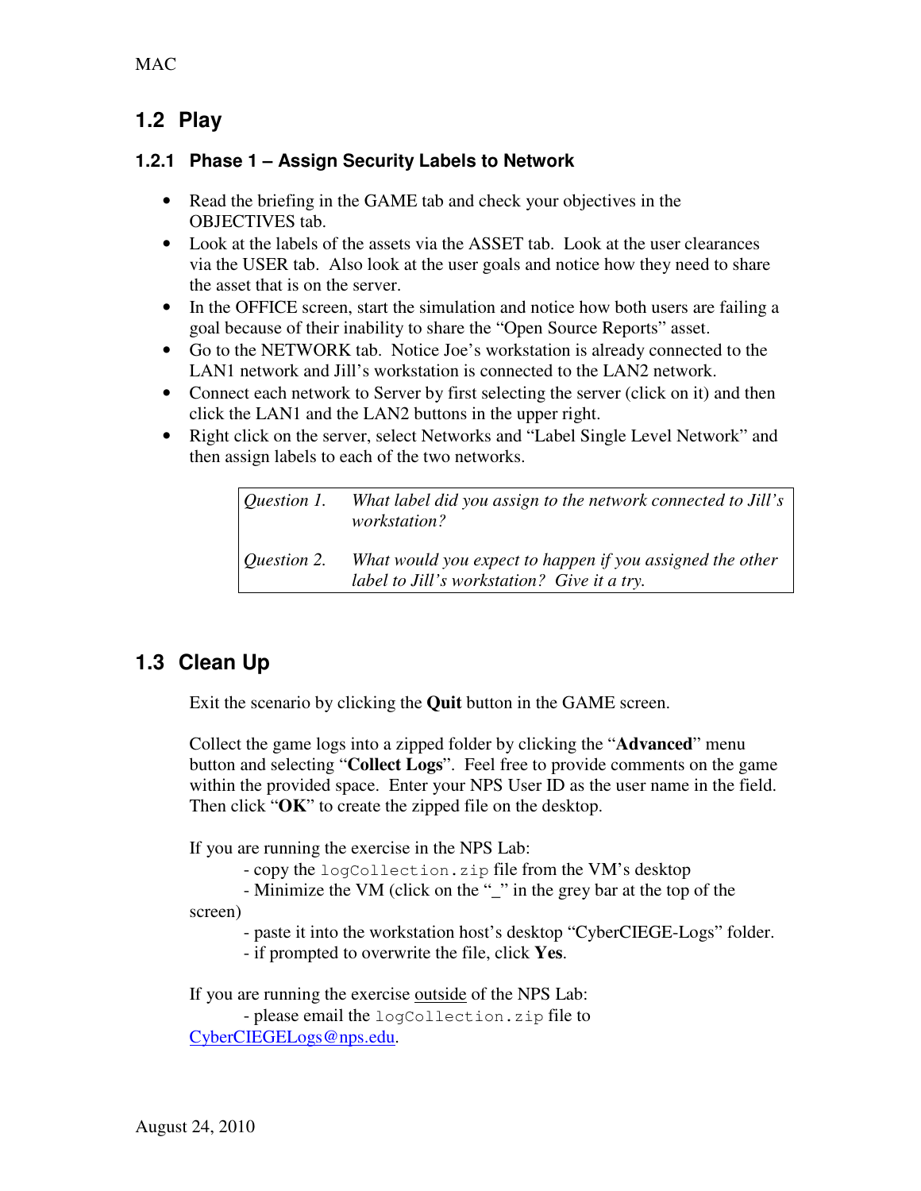## 1.2 Play

### 1.2.1 Phase 1 – Assign Security Labels to Network

- Read the briefing in the GAME tab and check your objectives in the OBJECTIVES tab.
- Look at the labels of the assets via the ASSET tab. Look at the user clearances via the USER tab. Also look at the user goals and notice how they need to share the asset that is on the server.
- In the OFFICE screen, start the simulation and notice how both users are failing a goal because of their inability to share the "Open Source Reports" asset.
- Go to the NETWORK tab. Notice Joe's workstation is already connected to the LAN1 network and Jill's workstation is connected to the LAN2 network.
- Connect each network to Server by first selecting the server (click on it) and then click the LAN1 and the LAN2 buttons in the upper right.
- Right click on the server, select Networks and "Label Single Level Network" and then assign labels to each of the two networks.

| | |
|---|---|
| *Question 1.* | *What label did you assign to the network connected to Jill's workstation?* |
| *Question 2.* | *What would you expect to happen if you assigned the other label to Jill's workstation? Give it a try.* |

## 1.3 Clean Up

Exit the scenario by clicking the **Quit** button in the GAME screen.

Collect the game logs into a zipped folder by clicking the "**Advanced**" menu button and selecting "**Collect Logs**". Feel free to provide comments on the game within the provided space. Enter your NPS User ID as the user name in the field. Then click "**OK**" to create the zipped file on the desktop.

If you are running the exercise in the NPS Lab:
- copy the `logCollection.zip` file from the VM's desktop
- Minimize the VM (click on the "_" in the grey bar at the top of the screen)
- paste it into the workstation host's desktop "CyberCIEGE-Logs" folder.
- if prompted to overwrite the file, click **Yes**.

If you are running the exercise outside of the NPS Lab:
- please email the `logCollection.zip` file to CyberCIEGELogs@nps.edu.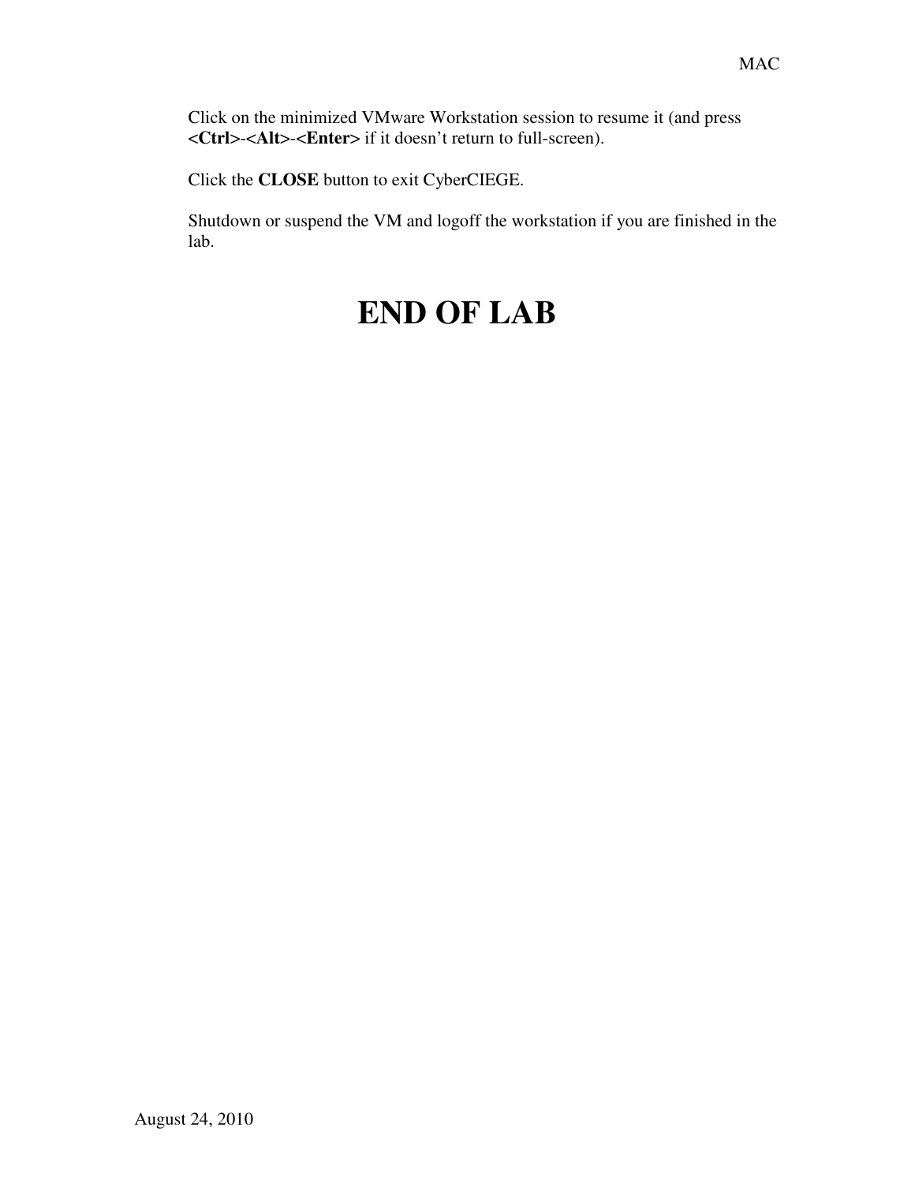Click on the minimized VMware Workstation session to resume it (and press **<Ctrl>**-**<Alt>**-**<Enter>** if it doesn't return to full-screen).

Click the **CLOSE** button to exit CyberCIEGE.

Shutdown or suspend the VM and logoff the workstation if you are finished in the lab.

# END OF LAB